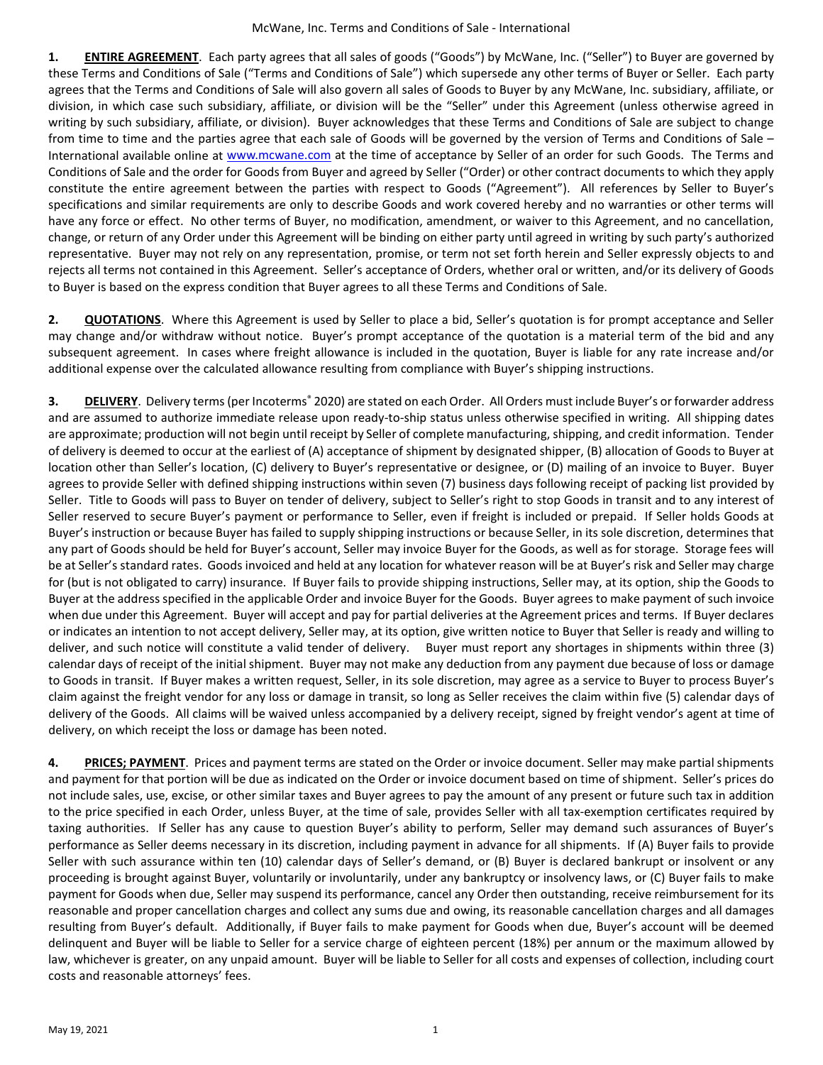# McWane, Inc. Terms and Conditions of Sale - International

**1. ENTIRE AGREEMENT**. Each party agrees that all sales of goods ("Goods") by McWane, Inc. ("Seller") to Buyer are governed by these Terms and Conditions of Sale ("Terms and Conditions of Sale") which supersede any other terms of Buyer or Seller. Each party agrees that the Terms and Conditions of Sale will also govern all sales of Goods to Buyer by any McWane, Inc. subsidiary, affiliate, or division, in which case such subsidiary, affiliate, or division will be the "Seller" under this Agreement (unless otherwise agreed in writing by such subsidiary, affiliate, or division). Buyer acknowledges that these Terms and Conditions of Sale are subject to change from time to time and the parties agree that each sale of Goods will be governed by the version of Terms and Conditions of Sale – International available online at www.mcwane.com at the time of acceptance by Seller of an order for such Goods. The Terms and Conditions of Sale and the order for Goods from Buyer and agreed by Seller ("Order) or other contract documents to which they apply constitute the entire agreement between the parties with respect to Goods ("Agreement"). All references by Seller to Buyer's specifications and similar requirements are only to describe Goods and work covered hereby and no warranties or other terms will have any force or effect. No other terms of Buyer, no modification, amendment, or waiver to this Agreement, and no cancellation, change, or return of any Order under this Agreement will be binding on either party until agreed in writing by such party's authorized representative. Buyer may not rely on any representation, promise, or term not set forth herein and Seller expressly objects to and rejects all terms not contained in this Agreement. Seller's acceptance of Orders, whether oral or written, and/or its delivery of Goods to Buyer is based on the express condition that Buyer agrees to all these Terms and Conditions of Sale.

**2. QUOTATIONS**. Where this Agreement is used by Seller to place a bid, Seller's quotation is for prompt acceptance and Seller may change and/or withdraw without notice. Buyer's prompt acceptance of the quotation is a material term of the bid and any subsequent agreement. In cases where freight allowance is included in the quotation, Buyer is liable for any rate increase and/or additional expense over the calculated allowance resulting from compliance with Buyer's shipping instructions.

**3. DELIVERY**. Delivery terms (per Incoterms® 2020) are stated on each Order. All Orders must include Buyer's or forwarder address and are assumed to authorize immediate release upon ready-to-ship status unless otherwise specified in writing. All shipping dates are approximate; production will not begin until receipt by Seller of complete manufacturing, shipping, and credit information. Tender of delivery is deemed to occur at the earliest of (A) acceptance of shipment by designated shipper, (B) allocation of Goods to Buyer at location other than Seller's location, (C) delivery to Buyer's representative or designee, or (D) mailing of an invoice to Buyer. Buyer agrees to provide Seller with defined shipping instructions within seven (7) business days following receipt of packing list provided by Seller. Title to Goods will pass to Buyer on tender of delivery, subject to Seller's right to stop Goods in transit and to any interest of Seller reserved to secure Buyer's payment or performance to Seller, even if freight is included or prepaid. If Seller holds Goods at Buyer's instruction or because Buyer has failed to supply shipping instructions or because Seller, in its sole discretion, determines that any part of Goods should be held for Buyer's account, Seller may invoice Buyer for the Goods, as well as for storage. Storage fees will be at Seller's standard rates. Goods invoiced and held at any location for whatever reason will be at Buyer's risk and Seller may charge for (but is not obligated to carry) insurance. If Buyer fails to provide shipping instructions, Seller may, at its option, ship the Goods to Buyer at the address specified in the applicable Order and invoice Buyer for the Goods. Buyer agrees to make payment of such invoice when due under this Agreement. Buyer will accept and pay for partial deliveries at the Agreement prices and terms. If Buyer declares or indicates an intention to not accept delivery, Seller may, at its option, give written notice to Buyer that Seller is ready and willing to deliver, and such notice will constitute a valid tender of delivery. Buyer must report any shortages in shipments within three (3) calendar days of receipt of the initial shipment. Buyer may not make any deduction from any payment due because of loss or damage to Goods in transit. If Buyer makes a written request, Seller, in its sole discretion, may agree as a service to Buyer to process Buyer's claim against the freight vendor for any loss or damage in transit, so long as Seller receives the claim within five (5) calendar days of delivery of the Goods. All claims will be waived unless accompanied by a delivery receipt, signed by freight vendor's agent at time of delivery, on which receipt the loss or damage has been noted.

**4. PRICES; PAYMENT**. Prices and payment terms are stated on the Order or invoice document. Seller may make partial shipments and payment for that portion will be due as indicated on the Order or invoice document based on time of shipment. Seller's prices do not include sales, use, excise, or other similar taxes and Buyer agrees to pay the amount of any present or future such tax in addition to the price specified in each Order, unless Buyer, at the time of sale, provides Seller with all tax-exemption certificates required by taxing authorities. If Seller has any cause to question Buyer's ability to perform, Seller may demand such assurances of Buyer's performance as Seller deems necessary in its discretion, including payment in advance for all shipments. If (A) Buyer fails to provide Seller with such assurance within ten (10) calendar days of Seller's demand, or (B) Buyer is declared bankrupt or insolvent or any proceeding is brought against Buyer, voluntarily or involuntarily, under any bankruptcy or insolvency laws, or (C) Buyer fails to make payment for Goods when due, Seller may suspend its performance, cancel any Order then outstanding, receive reimbursement for its reasonable and proper cancellation charges and collect any sums due and owing, its reasonable cancellation charges and all damages resulting from Buyer's default. Additionally, if Buyer fails to make payment for Goods when due, Buyer's account will be deemed delinquent and Buyer will be liable to Seller for a service charge of eighteen percent (18%) per annum or the maximum allowed by law, whichever is greater, on any unpaid amount. Buyer will be liable to Seller for all costs and expenses of collection, including court costs and reasonable attorneys' fees.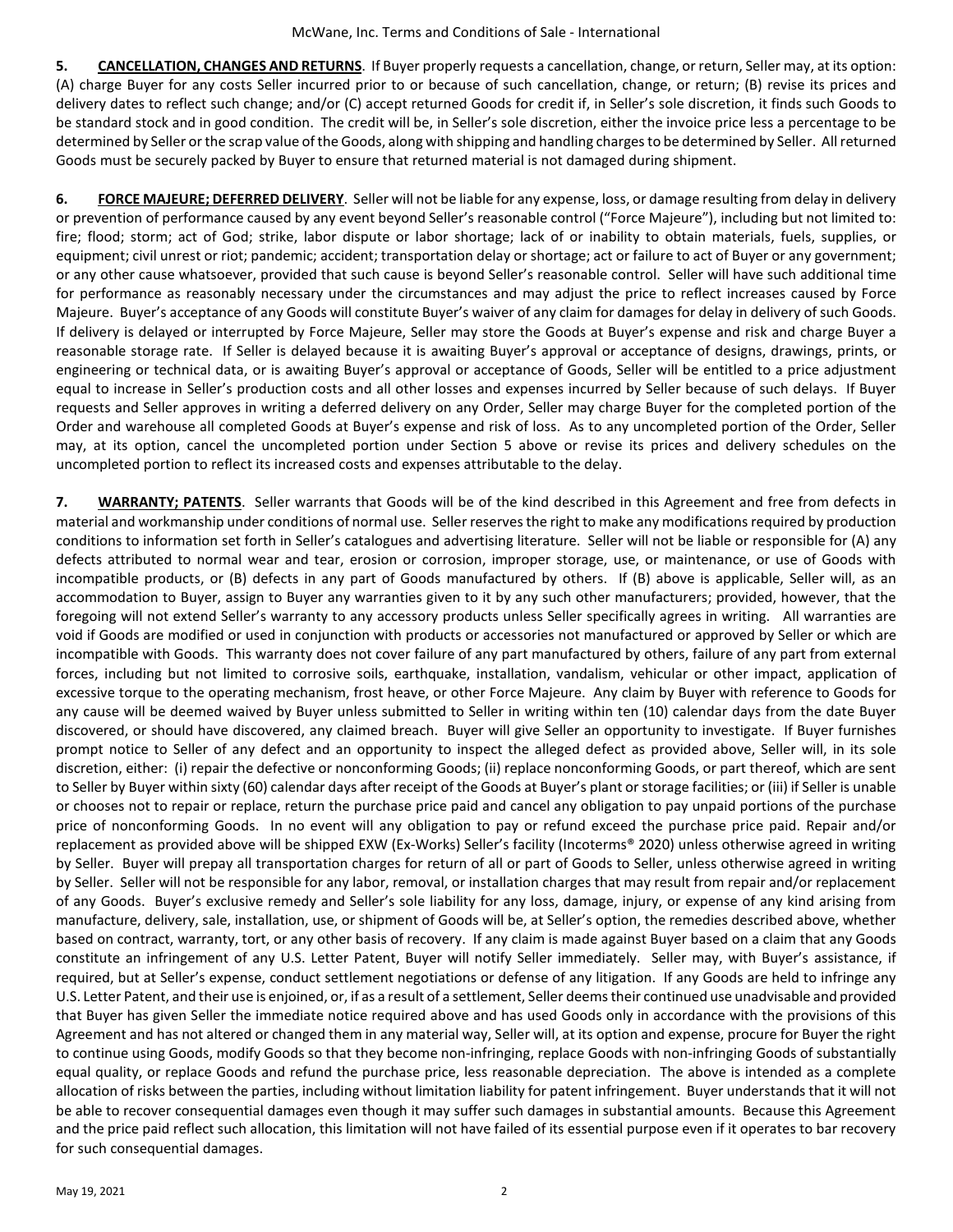**5. CANCELLATION, CHANGES AND RETURNS**. If Buyer properly requests a cancellation, change, or return, Seller may, at its option: (A) charge Buyer for any costs Seller incurred prior to or because of such cancellation, change, or return; (B) revise its prices and delivery dates to reflect such change; and/or (C) accept returned Goods for credit if, in Seller's sole discretion, it finds such Goods to be standard stock and in good condition. The credit will be, in Seller's sole discretion, either the invoice price less a percentage to be determined by Seller or the scrap value of the Goods, along with shipping and handling charges to be determined by Seller. All returned Goods must be securely packed by Buyer to ensure that returned material is not damaged during shipment.

**6. FORCE MAJEURE; DEFERRED DELIVERY**. Seller will not be liable for any expense, loss, or damage resulting from delay in delivery or prevention of performance caused by any event beyond Seller's reasonable control ("Force Majeure"), including but not limited to: fire; flood; storm; act of God; strike, labor dispute or labor shortage; lack of or inability to obtain materials, fuels, supplies, or equipment; civil unrest or riot; pandemic; accident; transportation delay or shortage; act or failure to act of Buyer or any government; or any other cause whatsoever, provided that such cause is beyond Seller's reasonable control. Seller will have such additional time for performance as reasonably necessary under the circumstances and may adjust the price to reflect increases caused by Force Majeure. Buyer's acceptance of any Goods will constitute Buyer's waiver of any claim for damages for delay in delivery of such Goods. If delivery is delayed or interrupted by Force Majeure, Seller may store the Goods at Buyer's expense and risk and charge Buyer a reasonable storage rate. If Seller is delayed because it is awaiting Buyer's approval or acceptance of designs, drawings, prints, or engineering or technical data, or is awaiting Buyer's approval or acceptance of Goods, Seller will be entitled to a price adjustment equal to increase in Seller's production costs and all other losses and expenses incurred by Seller because of such delays. If Buyer requests and Seller approves in writing a deferred delivery on any Order, Seller may charge Buyer for the completed portion of the Order and warehouse all completed Goods at Buyer's expense and risk of loss. As to any uncompleted portion of the Order, Seller may, at its option, cancel the uncompleted portion under Section 5 above or revise its prices and delivery schedules on the uncompleted portion to reflect its increased costs and expenses attributable to the delay.

**7. WARRANTY; PATENTS**. Seller warrants that Goods will be of the kind described in this Agreement and free from defects in material and workmanship under conditions of normal use. Seller reserves the right to make any modifications required by production conditions to information set forth in Seller's catalogues and advertising literature. Seller will not be liable or responsible for (A) any defects attributed to normal wear and tear, erosion or corrosion, improper storage, use, or maintenance, or use of Goods with incompatible products, or (B) defects in any part of Goods manufactured by others. If (B) above is applicable, Seller will, as an accommodation to Buyer, assign to Buyer any warranties given to it by any such other manufacturers; provided, however, that the foregoing will not extend Seller's warranty to any accessory products unless Seller specifically agrees in writing. All warranties are void if Goods are modified or used in conjunction with products or accessories not manufactured or approved by Seller or which are incompatible with Goods. This warranty does not cover failure of any part manufactured by others, failure of any part from external forces, including but not limited to corrosive soils, earthquake, installation, vandalism, vehicular or other impact, application of excessive torque to the operating mechanism, frost heave, or other Force Majeure. Any claim by Buyer with reference to Goods for any cause will be deemed waived by Buyer unless submitted to Seller in writing within ten (10) calendar days from the date Buyer discovered, or should have discovered, any claimed breach. Buyer will give Seller an opportunity to investigate. If Buyer furnishes prompt notice to Seller of any defect and an opportunity to inspect the alleged defect as provided above, Seller will, in its sole discretion, either: (i) repair the defective or nonconforming Goods; (ii) replace nonconforming Goods, or part thereof, which are sent to Seller by Buyer within sixty (60) calendar days after receipt of the Goods at Buyer's plant or storage facilities; or (iii) if Seller is unable or chooses not to repair or replace, return the purchase price paid and cancel any obligation to pay unpaid portions of the purchase price of nonconforming Goods. In no event will any obligation to pay or refund exceed the purchase price paid. Repair and/or replacement as provided above will be shipped EXW (Ex-Works) Seller's facility (Incoterms® 2020) unless otherwise agreed in writing by Seller. Buyer will prepay all transportation charges for return of all or part of Goods to Seller, unless otherwise agreed in writing by Seller. Seller will not be responsible for any labor, removal, or installation charges that may result from repair and/or replacement of any Goods. Buyer's exclusive remedy and Seller's sole liability for any loss, damage, injury, or expense of any kind arising from manufacture, delivery, sale, installation, use, or shipment of Goods will be, at Seller's option, the remedies described above, whether based on contract, warranty, tort, or any other basis of recovery. If any claim is made against Buyer based on a claim that any Goods constitute an infringement of any U.S. Letter Patent, Buyer will notify Seller immediately. Seller may, with Buyer's assistance, if required, but at Seller's expense, conduct settlement negotiations or defense of any litigation. If any Goods are held to infringe any U.S. Letter Patent, and their use is enjoined, or, if as a result of a settlement, Seller deems their continued use unadvisable and provided that Buyer has given Seller the immediate notice required above and has used Goods only in accordance with the provisions of this Agreement and has not altered or changed them in any material way, Seller will, at its option and expense, procure for Buyer the right to continue using Goods, modify Goods so that they become non-infringing, replace Goods with non-infringing Goods of substantially equal quality, or replace Goods and refund the purchase price, less reasonable depreciation. The above is intended as a complete allocation of risks between the parties, including without limitation liability for patent infringement. Buyer understands that it will not be able to recover consequential damages even though it may suffer such damages in substantial amounts. Because this Agreement and the price paid reflect such allocation, this limitation will not have failed of its essential purpose even if it operates to bar recovery for such consequential damages.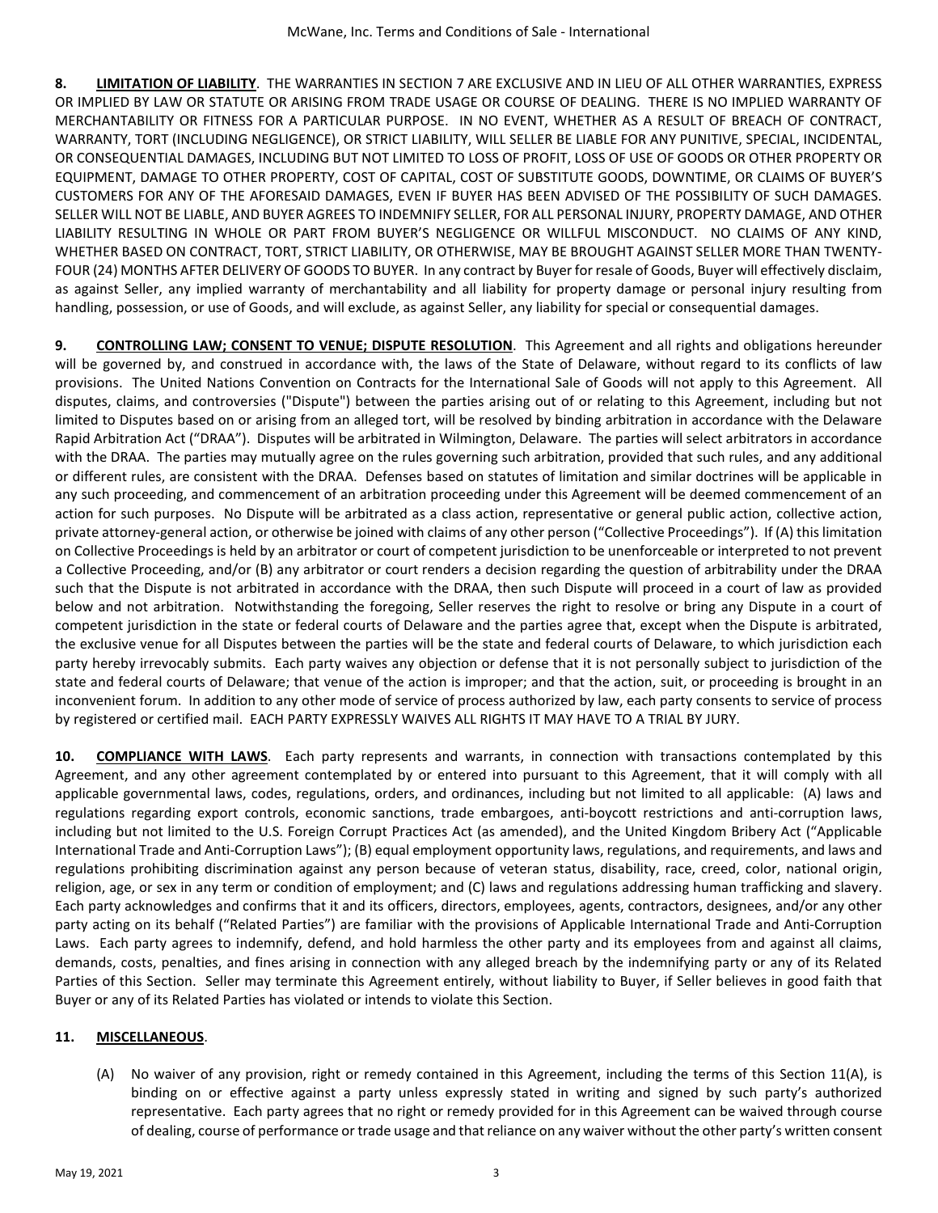**8. LIMITATION OF LIABILITY**. THE WARRANTIES IN SECTION 7 ARE EXCLUSIVE AND IN LIEU OF ALL OTHER WARRANTIES, EXPRESS OR IMPLIED BY LAW OR STATUTE OR ARISING FROM TRADE USAGE OR COURSE OF DEALING. THERE IS NO IMPLIED WARRANTY OF MERCHANTABILITY OR FITNESS FOR A PARTICULAR PURPOSE. IN NO EVENT, WHETHER AS A RESULT OF BREACH OF CONTRACT, WARRANTY, TORT (INCLUDING NEGLIGENCE), OR STRICT LIABILITY, WILL SELLER BE LIABLE FOR ANY PUNITIVE, SPECIAL, INCIDENTAL, OR CONSEQUENTIAL DAMAGES, INCLUDING BUT NOT LIMITED TO LOSS OF PROFIT, LOSS OF USE OF GOODS OR OTHER PROPERTY OR EQUIPMENT, DAMAGE TO OTHER PROPERTY, COST OF CAPITAL, COST OF SUBSTITUTE GOODS, DOWNTIME, OR CLAIMS OF BUYER'S CUSTOMERS FOR ANY OF THE AFORESAID DAMAGES, EVEN IF BUYER HAS BEEN ADVISED OF THE POSSIBILITY OF SUCH DAMAGES. SELLER WILL NOT BE LIABLE, AND BUYER AGREES TO INDEMNIFY SELLER, FOR ALL PERSONAL INJURY, PROPERTY DAMAGE, AND OTHER LIABILITY RESULTING IN WHOLE OR PART FROM BUYER'S NEGLIGENCE OR WILLFUL MISCONDUCT. NO CLAIMS OF ANY KIND, WHETHER BASED ON CONTRACT, TORT, STRICT LIABILITY, OR OTHERWISE, MAY BE BROUGHT AGAINST SELLER MORE THAN TWENTY-FOUR (24) MONTHS AFTER DELIVERY OF GOODS TO BUYER. In any contract by Buyer for resale of Goods, Buyer will effectively disclaim, as against Seller, any implied warranty of merchantability and all liability for property damage or personal injury resulting from handling, possession, or use of Goods, and will exclude, as against Seller, any liability for special or consequential damages.

**9. CONTROLLING LAW; CONSENT TO VENUE; DISPUTE RESOLUTION**. This Agreement and all rights and obligations hereunder will be governed by, and construed in accordance with, the laws of the State of Delaware, without regard to its conflicts of law provisions. The United Nations Convention on Contracts for the International Sale of Goods will not apply to this Agreement. All disputes, claims, and controversies ("Dispute") between the parties arising out of or relating to this Agreement, including but not limited to Disputes based on or arising from an alleged tort, will be resolved by binding arbitration in accordance with the Delaware Rapid Arbitration Act ("DRAA"). Disputes will be arbitrated in Wilmington, Delaware. The parties will select arbitrators in accordance with the DRAA. The parties may mutually agree on the rules governing such arbitration, provided that such rules, and any additional or different rules, are consistent with the DRAA. Defenses based on statutes of limitation and similar doctrines will be applicable in any such proceeding, and commencement of an arbitration proceeding under this Agreement will be deemed commencement of an action for such purposes. No Dispute will be arbitrated as a class action, representative or general public action, collective action, private attorney-general action, or otherwise be joined with claims of any other person ("Collective Proceedings"). If (A) this limitation on Collective Proceedings is held by an arbitrator or court of competent jurisdiction to be unenforceable or interpreted to not prevent a Collective Proceeding, and/or (B) any arbitrator or court renders a decision regarding the question of arbitrability under the DRAA such that the Dispute is not arbitrated in accordance with the DRAA, then such Dispute will proceed in a court of law as provided below and not arbitration. Notwithstanding the foregoing, Seller reserves the right to resolve or bring any Dispute in a court of competent jurisdiction in the state or federal courts of Delaware and the parties agree that, except when the Dispute is arbitrated, the exclusive venue for all Disputes between the parties will be the state and federal courts of Delaware, to which jurisdiction each party hereby irrevocably submits. Each party waives any objection or defense that it is not personally subject to jurisdiction of the state and federal courts of Delaware; that venue of the action is improper; and that the action, suit, or proceeding is brought in an inconvenient forum. In addition to any other mode of service of process authorized by law, each party consents to service of process by registered or certified mail. EACH PARTY EXPRESSLY WAIVES ALL RIGHTS IT MAY HAVE TO A TRIAL BY JURY.

**10. COMPLIANCE WITH LAWS**. Each party represents and warrants, in connection with transactions contemplated by this Agreement, and any other agreement contemplated by or entered into pursuant to this Agreement, that it will comply with all applicable governmental laws, codes, regulations, orders, and ordinances, including but not limited to all applicable: (A) laws and regulations regarding export controls, economic sanctions, trade embargoes, anti-boycott restrictions and anti-corruption laws, including but not limited to the U.S. Foreign Corrupt Practices Act (as amended), and the United Kingdom Bribery Act ("Applicable International Trade and Anti-Corruption Laws"); (B) equal employment opportunity laws, regulations, and requirements, and laws and regulations prohibiting discrimination against any person because of veteran status, disability, race, creed, color, national origin, religion, age, or sex in any term or condition of employment; and (C) laws and regulations addressing human trafficking and slavery. Each party acknowledges and confirms that it and its officers, directors, employees, agents, contractors, designees, and/or any other party acting on its behalf ("Related Parties") are familiar with the provisions of Applicable International Trade and Anti-Corruption Laws. Each party agrees to indemnify, defend, and hold harmless the other party and its employees from and against all claims, demands, costs, penalties, and fines arising in connection with any alleged breach by the indemnifying party or any of its Related Parties of this Section. Seller may terminate this Agreement entirely, without liability to Buyer, if Seller believes in good faith that Buyer or any of its Related Parties has violated or intends to violate this Section.

**11. MISCELLANEOUS**.

(A) No waiver of any provision, right or remedy contained in this Agreement, including the terms of this Section 11(A), is binding on or effective against a party unless expressly stated in writing and signed by such party's authorized representative. Each party agrees that no right or remedy provided for in this Agreement can be waived through course of dealing, course of performance or trade usage and that reliance on any waiver without the other party's written consent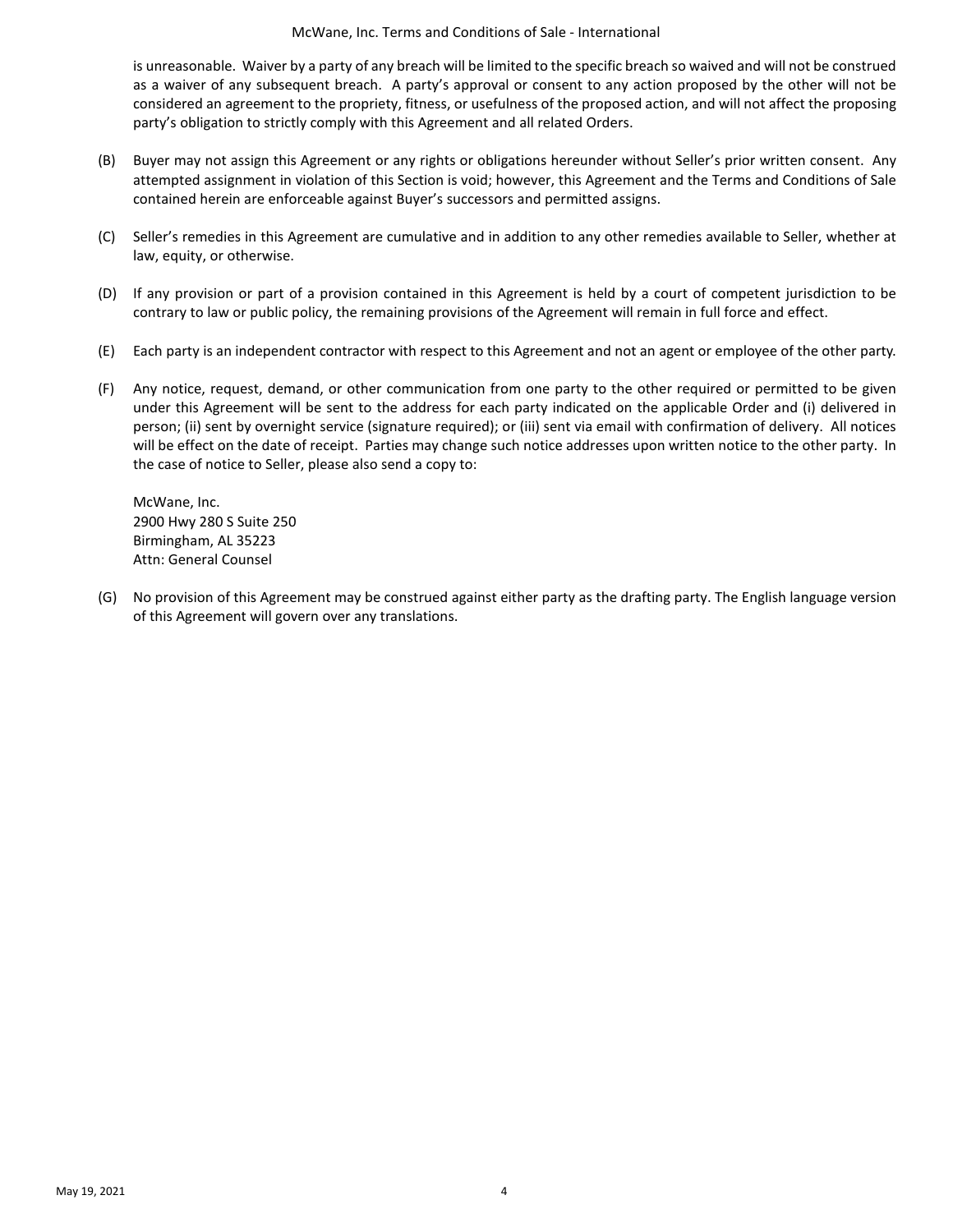is unreasonable. Waiver by a party of any breach will be limited to the specific breach so waived and will not be construed as a waiver of any subsequent breach. A party's approval or consent to any action proposed by the other will not be considered an agreement to the propriety, fitness, or usefulness of the proposed action, and will not affect the proposing party's obligation to strictly comply with this Agreement and all related Orders.

(B) Buyer may not assign this Agreement or any rights or obligations hereunder without Seller's prior written consent. Any attempted assignment in violation of this Section is void; however, this Agreement and the Terms and Conditions of Sale contained herein are enforceable against Buyer's successors and permitted assigns.

(C) Seller's remedies in this Agreement are cumulative and in addition to any other remedies available to Seller, whether at law, equity, or otherwise.

(D) If any provision or part of a provision contained in this Agreement is held by a court of competent jurisdiction to be contrary to law or public policy, the remaining provisions of the Agreement will remain in full force and effect.

(E) Each party is an independent contractor with respect to this Agreement and not an agent or employee of the other party.

(F) Any notice, request, demand, or other communication from one party to the other required or permitted to be given under this Agreement will be sent to the address for each party indicated on the applicable Order and (i) delivered in person; (ii) sent by overnight service (signature required); or (iii) sent via email with confirmation of delivery. All notices will be effect on the date of receipt. Parties may change such notice addresses upon written notice to the other party. In the case of notice to Seller, please also send a copy to:

McWane, Inc.
2900 Hwy 280 S Suite 250
Birmingham, AL 35223
Attn: General Counsel

(G) No provision of this Agreement may be construed against either party as the drafting party. The English language version of this Agreement will govern over any translations.